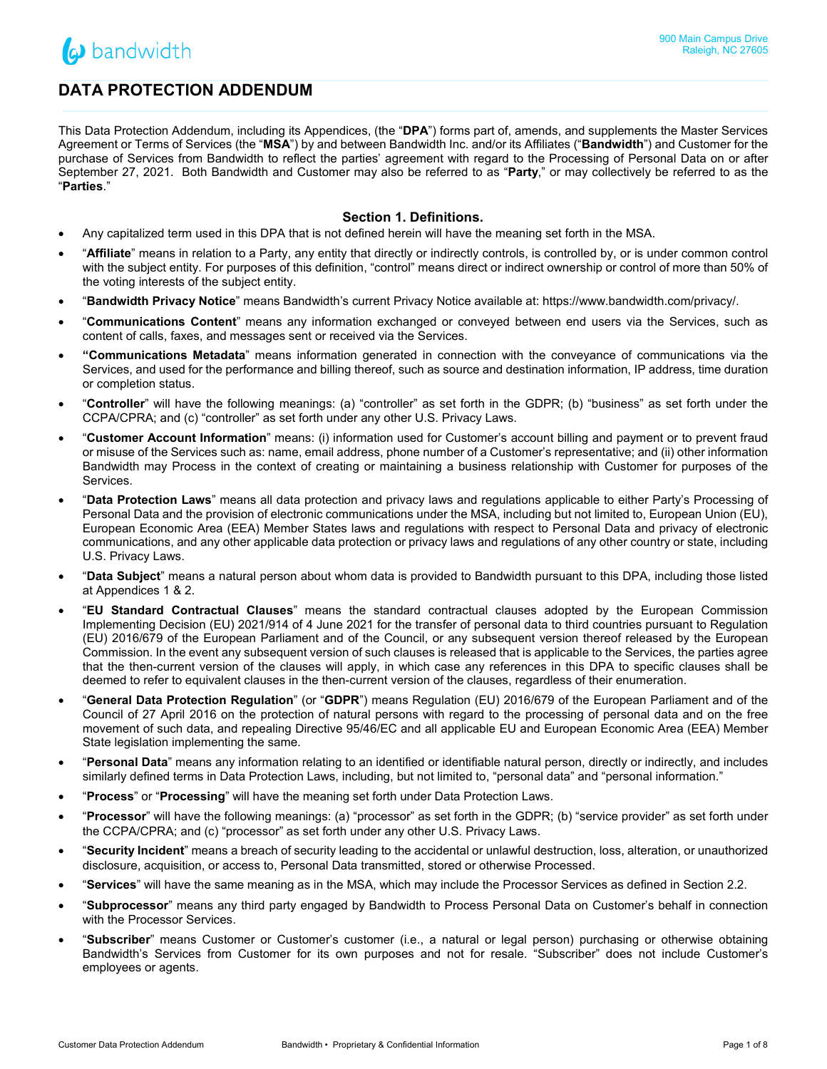# DATA PROTECTION ADDENDUM

This Data Protection Addendum, including its Appendices, (the "**DPA**") forms part of, amends, and supplements the Master Services Agreement or Terms of Services (the "**MSA**") by and between Bandwidth Inc. and/or its Affiliates ("**Bandwidth**") and Customer for the purchase of Services from Bandwidth to reflect the parties' agreement with regard to the Processing of Personal Data on or after September 27, 2021. Both Bandwidth and Customer may also be referred to as "**Party**," or may collectively be referred to as the "**Parties**."

## Section 1. Definitions.

- Any capitalized term used in this DPA that is not defined herein will have the meaning set forth in the MSA.
- "**Affiliate**" means in relation to a Party, any entity that directly or indirectly controls, is controlled by, or is under common control with the subject entity. For purposes of this definition, "control" means direct or indirect ownership or control of more than 50% of the voting interests of the subject entity.
- "**Bandwidth Privacy Notice**" means Bandwidth's current Privacy Notice available at: https://www.bandwidth.com/privacy/.
- "**Communications Content**" means any information exchanged or conveyed between end users via the Services, such as content of calls, faxes, and messages sent or received via the Services.
- "**Communications Metadata**" means information generated in connection with the conveyance of communications via the Services, and used for the performance and billing thereof, such as source and destination information, IP address, time duration or completion status.
- "**Controller**" will have the following meanings: (a) "controller" as set forth in the GDPR; (b) "business" as set forth under the CCPA/CPRA; and (c) "controller" as set forth under any other U.S. Privacy Laws.
- "**Customer Account Information**" means: (i) information used for Customer's account billing and payment or to prevent fraud or misuse of the Services such as: name, email address, phone number of a Customer's representative; and (ii) other information Bandwidth may Process in the context of creating or maintaining a business relationship with Customer for purposes of the Services.
- "**Data Protection Laws**" means all data protection and privacy laws and regulations applicable to either Party's Processing of Personal Data and the provision of electronic communications under the MSA, including but not limited to, European Union (EU), European Economic Area (EEA) Member States laws and regulations with respect to Personal Data and privacy of electronic communications, and any other applicable data protection or privacy laws and regulations of any other country or state, including U.S. Privacy Laws.
- "**Data Subject**" means a natural person about whom data is provided to Bandwidth pursuant to this DPA, including those listed at Appendices 1 & 2.
- "**EU Standard Contractual Clauses**" means the standard contractual clauses adopted by the European Commission Implementing Decision (EU) 2021/914 of 4 June 2021 for the transfer of personal data to third countries pursuant to Regulation (EU) 2016/679 of the European Parliament and of the Council, or any subsequent version thereof released by the European Commission. In the event any subsequent version of such clauses is released that is applicable to the Services, the parties agree that the then-current version of the clauses will apply, in which case any references in this DPA to specific clauses shall be deemed to refer to equivalent clauses in the then-current version of the clauses, regardless of their enumeration.
- "**General Data Protection Regulation**" (or "**GDPR**") means Regulation (EU) 2016/679 of the European Parliament and of the Council of 27 April 2016 on the protection of natural persons with regard to the processing of personal data and on the free movement of such data, and repealing Directive 95/46/EC and all applicable EU and European Economic Area (EEA) Member State legislation implementing the same.
- "**Personal Data**" means any information relating to an identified or identifiable natural person, directly or indirectly, and includes similarly defined terms in Data Protection Laws, including, but not limited to, "personal data" and "personal information."
- "**Process**" or "**Processing**" will have the meaning set forth under Data Protection Laws.
- "**Processor**" will have the following meanings: (a) "processor" as set forth in the GDPR; (b) "service provider" as set forth under the CCPA/CPRA; and (c) "processor" as set forth under any other U.S. Privacy Laws.
- "**Security Incident**" means a breach of security leading to the accidental or unlawful destruction, loss, alteration, or unauthorized disclosure, acquisition, or access to, Personal Data transmitted, stored or otherwise Processed.
- "**Services**" will have the same meaning as in the MSA, which may include the Processor Services as defined in Section 2.2.
- "**Subprocessor**" means any third party engaged by Bandwidth to Process Personal Data on Customer's behalf in connection with the Processor Services.
- "**Subscriber**" means Customer or Customer's customer (i.e., a natural or legal person) purchasing or otherwise obtaining Bandwidth's Services from Customer for its own purposes and not for resale. "Subscriber" does not include Customer's employees or agents.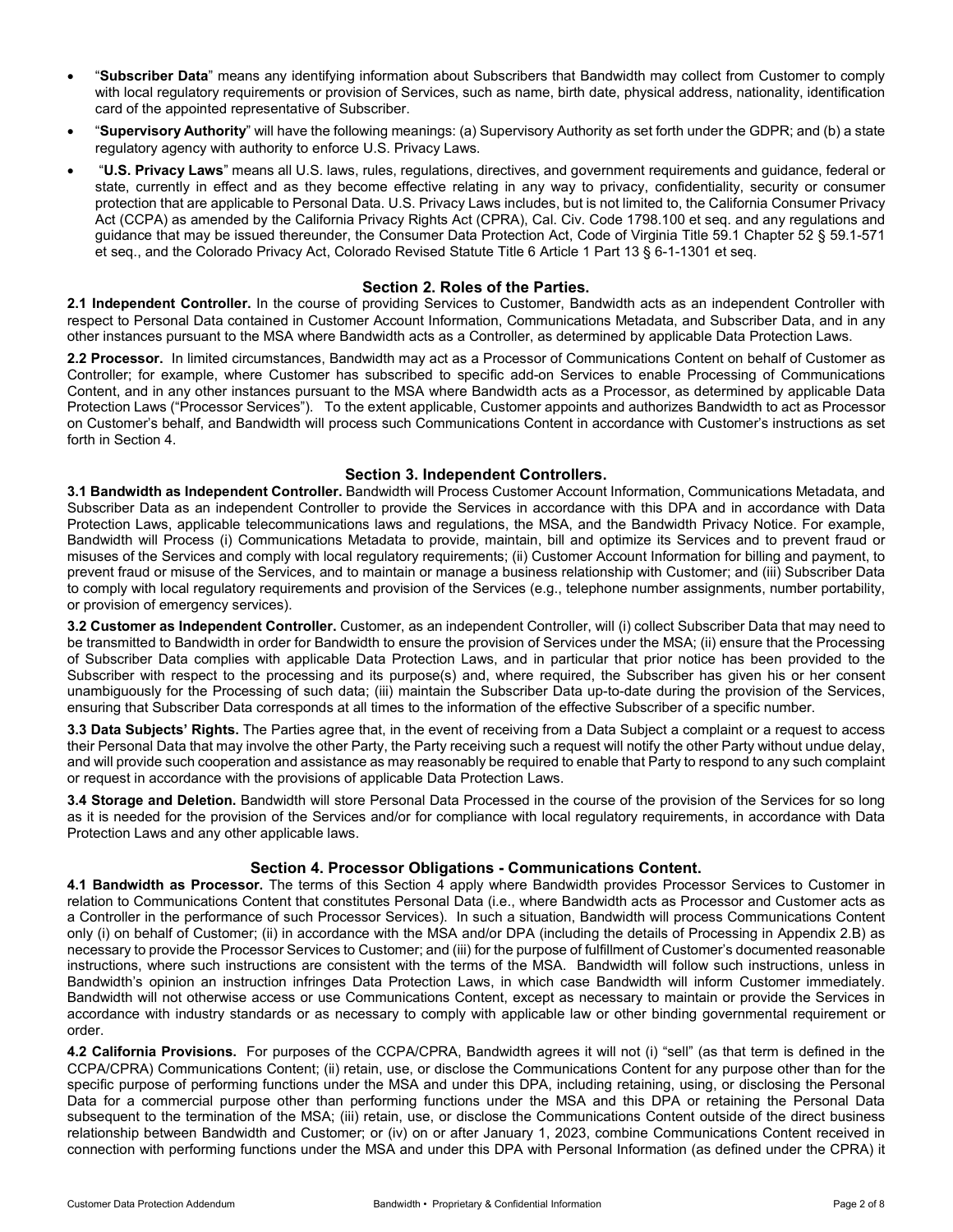- "**Subscriber Data**" means any identifying information about Subscribers that Bandwidth may collect from Customer to comply with local regulatory requirements or provision of Services, such as name, birth date, physical address, nationality, identification card of the appointed representative of Subscriber.
- "**Supervisory Authority**" will have the following meanings: (a) Supervisory Authority as set forth under the GDPR; and (b) a state regulatory agency with authority to enforce U.S. Privacy Laws.
- "**U.S. Privacy Laws**" means all U.S. laws, rules, regulations, directives, and government requirements and guidance, federal or state, currently in effect and as they become effective relating in any way to privacy, confidentiality, security or consumer protection that are applicable to Personal Data. U.S. Privacy Laws includes, but is not limited to, the California Consumer Privacy Act (CCPA) as amended by the California Privacy Rights Act (CPRA), Cal. Civ. Code 1798.100 et seq. and any regulations and guidance that may be issued thereunder, the Consumer Data Protection Act, Code of Virginia Title 59.1 Chapter 52 § 59.1-571 et seq., and the Colorado Privacy Act, Colorado Revised Statute Title 6 Article 1 Part 13 § 6-1-1301 et seq.

## Section 2. Roles of the Parties.

**2.1 Independent Controller.** In the course of providing Services to Customer, Bandwidth acts as an independent Controller with respect to Personal Data contained in Customer Account Information, Communications Metadata, and Subscriber Data, and in any other instances pursuant to the MSA where Bandwidth acts as a Controller, as determined by applicable Data Protection Laws.

**2.2 Processor.** In limited circumstances, Bandwidth may act as a Processor of Communications Content on behalf of Customer as Controller; for example, where Customer has subscribed to specific add-on Services to enable Processing of Communications Content, and in any other instances pursuant to the MSA where Bandwidth acts as a Processor, as determined by applicable Data Protection Laws ("Processor Services"). To the extent applicable, Customer appoints and authorizes Bandwidth to act as Processor on Customer's behalf, and Bandwidth will process such Communications Content in accordance with Customer's instructions as set forth in Section 4.

## Section 3. Independent Controllers.

**3.1 Bandwidth as Independent Controller.** Bandwidth will Process Customer Account Information, Communications Metadata, and Subscriber Data as an independent Controller to provide the Services in accordance with this DPA and in accordance with Data Protection Laws, applicable telecommunications laws and regulations, the MSA, and the Bandwidth Privacy Notice. For example, Bandwidth will Process (i) Communications Metadata to provide, maintain, bill and optimize its Services and to prevent fraud or misuses of the Services and comply with local regulatory requirements; (ii) Customer Account Information for billing and payment, to prevent fraud or misuse of the Services, and to maintain or manage a business relationship with Customer; and (iii) Subscriber Data to comply with local regulatory requirements and provision of the Services (e.g., telephone number assignments, number portability, or provision of emergency services).

**3.2 Customer as Independent Controller.** Customer, as an independent Controller, will (i) collect Subscriber Data that may need to be transmitted to Bandwidth in order for Bandwidth to ensure the provision of Services under the MSA; (ii) ensure that the Processing of Subscriber Data complies with applicable Data Protection Laws, and in particular that prior notice has been provided to the Subscriber with respect to the processing and its purpose(s) and, where required, the Subscriber has given his or her consent unambiguously for the Processing of such data; (iii) maintain the Subscriber Data up-to-date during the provision of the Services, ensuring that Subscriber Data corresponds at all times to the information of the effective Subscriber of a specific number.

**3.3 Data Subjects' Rights.** The Parties agree that, in the event of receiving from a Data Subject a complaint or a request to access their Personal Data that may involve the other Party, the Party receiving such a request will notify the other Party without undue delay, and will provide such cooperation and assistance as may reasonably be required to enable that Party to respond to any such complaint or request in accordance with the provisions of applicable Data Protection Laws.

**3.4 Storage and Deletion.** Bandwidth will store Personal Data Processed in the course of the provision of the Services for so long as it is needed for the provision of the Services and/or for compliance with local regulatory requirements, in accordance with Data Protection Laws and any other applicable laws.

## Section 4. Processor Obligations - Communications Content.

**4.1 Bandwidth as Processor.** The terms of this Section 4 apply where Bandwidth provides Processor Services to Customer in relation to Communications Content that constitutes Personal Data (i.e., where Bandwidth acts as Processor and Customer acts as a Controller in the performance of such Processor Services). In such a situation, Bandwidth will process Communications Content only (i) on behalf of Customer; (ii) in accordance with the MSA and/or DPA (including the details of Processing in Appendix 2.B) as necessary to provide the Processor Services to Customer; and (iii) for the purpose of fulfillment of Customer's documented reasonable instructions, where such instructions are consistent with the terms of the MSA. Bandwidth will follow such instructions, unless in Bandwidth's opinion an instruction infringes Data Protection Laws, in which case Bandwidth will inform Customer immediately. Bandwidth will not otherwise access or use Communications Content, except as necessary to maintain or provide the Services in accordance with industry standards or as necessary to comply with applicable law or other binding governmental requirement or order.

**4.2 California Provisions.** For purposes of the CCPA/CPRA, Bandwidth agrees it will not (i) "sell" (as that term is defined in the CCPA/CPRA) Communications Content; (ii) retain, use, or disclose the Communications Content for any purpose other than for the specific purpose of performing functions under the MSA and under this DPA, including retaining, using, or disclosing the Personal Data for a commercial purpose other than performing functions under the MSA and this DPA or retaining the Personal Data subsequent to the termination of the MSA; (iii) retain, use, or disclose the Communications Content outside of the direct business relationship between Bandwidth and Customer; or (iv) on or after January 1, 2023, combine Communications Content received in connection with performing functions under the MSA and under this DPA with Personal Information (as defined under the CPRA) it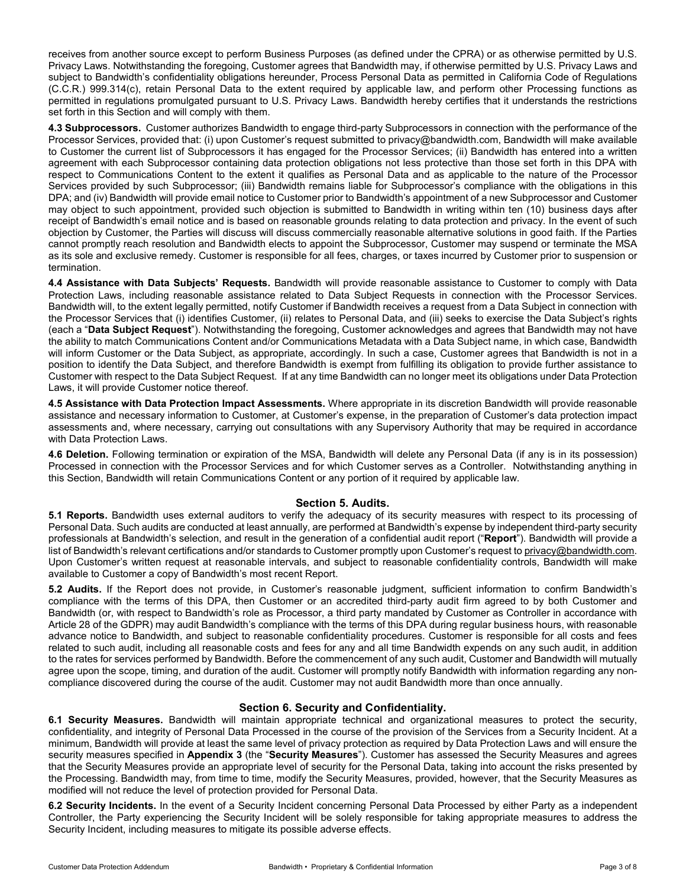receives from another source except to perform Business Purposes (as defined under the CPRA) or as otherwise permitted by U.S. Privacy Laws. Notwithstanding the foregoing, Customer agrees that Bandwidth may, if otherwise permitted by U.S. Privacy Laws and subject to Bandwidth's confidentiality obligations hereunder, Process Personal Data as permitted in California Code of Regulations (C.C.R.) 999.314(c), retain Personal Data to the extent required by applicable law, and perform other Processing functions as permitted in regulations promulgated pursuant to U.S. Privacy Laws. Bandwidth hereby certifies that it understands the restrictions set forth in this Section and will comply with them.

**4.3 Subprocessors.** Customer authorizes Bandwidth to engage third-party Subprocessors in connection with the performance of the Processor Services, provided that: (i) upon Customer's request submitted to privacy@bandwidth.com, Bandwidth will make available to Customer the current list of Subprocessors it has engaged for the Processor Services; (ii) Bandwidth has entered into a written agreement with each Subprocessor containing data protection obligations not less protective than those set forth in this DPA with respect to Communications Content to the extent it qualifies as Personal Data and as applicable to the nature of the Processor Services provided by such Subprocessor; (iii) Bandwidth remains liable for Subprocessor's compliance with the obligations in this DPA; and (iv) Bandwidth will provide email notice to Customer prior to Bandwidth's appointment of a new Subprocessor and Customer may object to such appointment, provided such objection is submitted to Bandwidth in writing within ten (10) business days after receipt of Bandwidth's email notice and is based on reasonable grounds relating to data protection and privacy. In the event of such objection by Customer, the Parties will discuss will discuss commercially reasonable alternative solutions in good faith. If the Parties cannot promptly reach resolution and Bandwidth elects to appoint the Subprocessor, Customer may suspend or terminate the MSA as its sole and exclusive remedy. Customer is responsible for all fees, charges, or taxes incurred by Customer prior to suspension or termination.

**4.4 Assistance with Data Subjects' Requests.** Bandwidth will provide reasonable assistance to Customer to comply with Data Protection Laws, including reasonable assistance related to Data Subject Requests in connection with the Processor Services. Bandwidth will, to the extent legally permitted, notify Customer if Bandwidth receives a request from a Data Subject in connection with the Processor Services that (i) identifies Customer, (ii) relates to Personal Data, and (iii) seeks to exercise the Data Subject's rights (each a "**Data Subject Request**"). Notwithstanding the foregoing, Customer acknowledges and agrees that Bandwidth may not have the ability to match Communications Content and/or Communications Metadata with a Data Subject name, in which case, Bandwidth will inform Customer or the Data Subject, as appropriate, accordingly. In such a case, Customer agrees that Bandwidth is not in a position to identify the Data Subject, and therefore Bandwidth is exempt from fulfilling its obligation to provide further assistance to Customer with respect to the Data Subject Request. If at any time Bandwidth can no longer meet its obligations under Data Protection Laws, it will provide Customer notice thereof.

**4.5 Assistance with Data Protection Impact Assessments.** Where appropriate in its discretion Bandwidth will provide reasonable assistance and necessary information to Customer, at Customer's expense, in the preparation of Customer's data protection impact assessments and, where necessary, carrying out consultations with any Supervisory Authority that may be required in accordance with Data Protection Laws.

**4.6 Deletion.** Following termination or expiration of the MSA, Bandwidth will delete any Personal Data (if any is in its possession) Processed in connection with the Processor Services and for which Customer serves as a Controller. Notwithstanding anything in this Section, Bandwidth will retain Communications Content or any portion of it required by applicable law.

## Section 5. Audits.

**5.1 Reports.** Bandwidth uses external auditors to verify the adequacy of its security measures with respect to its processing of Personal Data. Such audits are conducted at least annually, are performed at Bandwidth's expense by independent third-party security professionals at Bandwidth's selection, and result in the generation of a confidential audit report ("**Report**"). Bandwidth will provide a list of Bandwidth's relevant certifications and/or standards to Customer promptly upon Customer's request to privacy@bandwidth.com. Upon Customer's written request at reasonable intervals, and subject to reasonable confidentiality controls, Bandwidth will make available to Customer a copy of Bandwidth's most recent Report.

**5.2 Audits.** If the Report does not provide, in Customer's reasonable judgment, sufficient information to confirm Bandwidth's compliance with the terms of this DPA, then Customer or an accredited third-party audit firm agreed to by both Customer and Bandwidth (or, with respect to Bandwidth's role as Processor, a third party mandated by Customer as Controller in accordance with Article 28 of the GDPR) may audit Bandwidth's compliance with the terms of this DPA during regular business hours, with reasonable advance notice to Bandwidth, and subject to reasonable confidentiality procedures. Customer is responsible for all costs and fees related to such audit, including all reasonable costs and fees for any and all time Bandwidth expends on any such audit, in addition to the rates for services performed by Bandwidth. Before the commencement of any such audit, Customer and Bandwidth will mutually agree upon the scope, timing, and duration of the audit. Customer will promptly notify Bandwidth with information regarding any non-compliance discovered during the course of the audit. Customer may not audit Bandwidth more than once annually.

## Section 6. Security and Confidentiality.

**6.1 Security Measures.** Bandwidth will maintain appropriate technical and organizational measures to protect the security, confidentiality, and integrity of Personal Data Processed in the course of the provision of the Services from a Security Incident. At a minimum, Bandwidth will provide at least the same level of privacy protection as required by Data Protection Laws and will ensure the security measures specified in **Appendix 3** (the "**Security Measures**"). Customer has assessed the Security Measures and agrees that the Security Measures provide an appropriate level of security for the Personal Data, taking into account the risks presented by the Processing. Bandwidth may, from time to time, modify the Security Measures, provided, however, that the Security Measures as modified will not reduce the level of protection provided for Personal Data.

**6.2 Security Incidents.** In the event of a Security Incident concerning Personal Data Processed by either Party as a independent Controller, the Party experiencing the Security Incident will be solely responsible for taking appropriate measures to address the Security Incident, including measures to mitigate its possible adverse effects.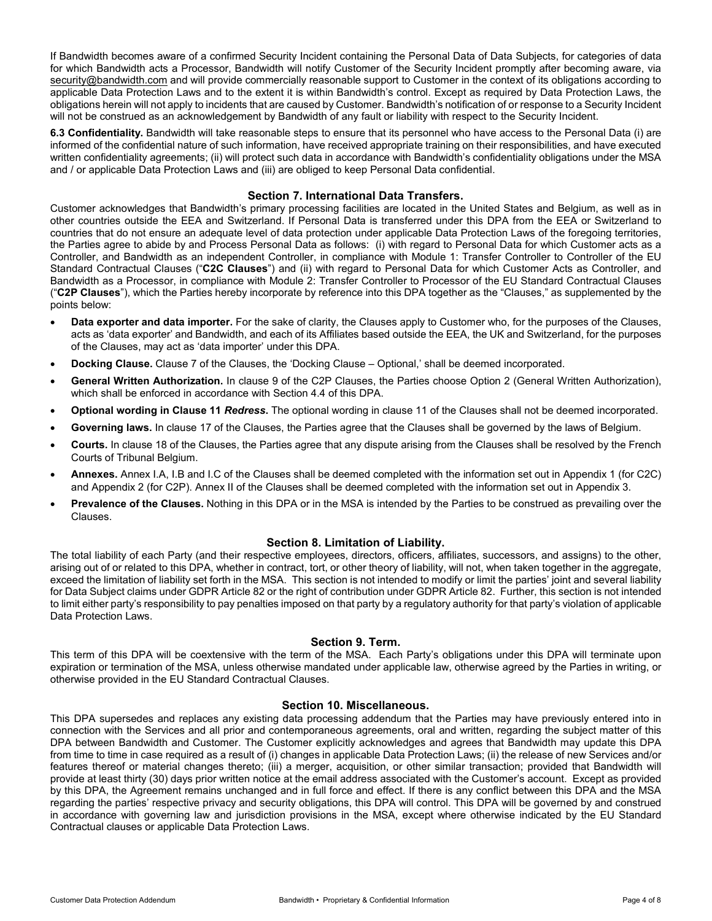If Bandwidth becomes aware of a confirmed Security Incident containing the Personal Data of Data Subjects, for categories of data for which Bandwidth acts a Processor, Bandwidth will notify Customer of the Security Incident promptly after becoming aware, via security@bandwidth.com and will provide commercially reasonable support to Customer in the context of its obligations according to applicable Data Protection Laws and to the extent it is within Bandwidth's control. Except as required by Data Protection Laws, the obligations herein will not apply to incidents that are caused by Customer. Bandwidth's notification of or response to a Security Incident will not be construed as an acknowledgement by Bandwidth of any fault or liability with respect to the Security Incident.

**6.3 Confidentiality.** Bandwidth will take reasonable steps to ensure that its personnel who have access to the Personal Data (i) are informed of the confidential nature of such information, have received appropriate training on their responsibilities, and have executed written confidentiality agreements; (ii) will protect such data in accordance with Bandwidth's confidentiality obligations under the MSA and / or applicable Data Protection Laws and (iii) are obliged to keep Personal Data confidential.

## Section 7. International Data Transfers.

Customer acknowledges that Bandwidth's primary processing facilities are located in the United States and Belgium, as well as in other countries outside the EEA and Switzerland. If Personal Data is transferred under this DPA from the EEA or Switzerland to countries that do not ensure an adequate level of data protection under applicable Data Protection Laws of the foregoing territories, the Parties agree to abide by and Process Personal Data as follows: (i) with regard to Personal Data for which Customer acts as a Controller, and Bandwidth as an independent Controller, in compliance with Module 1: Transfer Controller to Controller of the EU Standard Contractual Clauses ("**C2C Clauses**") and (ii) with regard to Personal Data for which Customer Acts as Controller, and Bandwidth as a Processor, in compliance with Module 2: Transfer Controller to Processor of the EU Standard Contractual Clauses ("**C2P Clauses**"), which the Parties hereby incorporate by reference into this DPA together as the "Clauses," as supplemented by the points below:

- **Data exporter and data importer.** For the sake of clarity, the Clauses apply to Customer who, for the purposes of the Clauses, acts as 'data exporter' and Bandwidth, and each of its Affiliates based outside the EEA, the UK and Switzerland, for the purposes of the Clauses, may act as 'data importer' under this DPA.
- **Docking Clause.** Clause 7 of the Clauses, the 'Docking Clause – Optional,' shall be deemed incorporated.
- **General Written Authorization.** In clause 9 of the C2P Clauses, the Parties choose Option 2 (General Written Authorization), which shall be enforced in accordance with Section 4.4 of this DPA.
- **Optional wording in Clause 11 *Redress*.** The optional wording in clause 11 of the Clauses shall not be deemed incorporated.
- **Governing laws.** In clause 17 of the Clauses, the Parties agree that the Clauses shall be governed by the laws of Belgium.
- **Courts.** In clause 18 of the Clauses, the Parties agree that any dispute arising from the Clauses shall be resolved by the French Courts of Tribunal Belgium.
- **Annexes.** Annex I.A, I.B and I.C of the Clauses shall be deemed completed with the information set out in Appendix 1 (for C2C) and Appendix 2 (for C2P). Annex II of the Clauses shall be deemed completed with the information set out in Appendix 3.
- **Prevalence of the Clauses.** Nothing in this DPA or in the MSA is intended by the Parties to be construed as prevailing over the Clauses.

## Section 8. Limitation of Liability.

The total liability of each Party (and their respective employees, directors, officers, affiliates, successors, and assigns) to the other, arising out of or related to this DPA, whether in contract, tort, or other theory of liability, will not, when taken together in the aggregate, exceed the limitation of liability set forth in the MSA. This section is not intended to modify or limit the parties' joint and several liability for Data Subject claims under GDPR Article 82 or the right of contribution under GDPR Article 82. Further, this section is not intended to limit either party's responsibility to pay penalties imposed on that party by a regulatory authority for that party's violation of applicable Data Protection Laws.

## Section 9. Term.

This term of this DPA will be coextensive with the term of the MSA. Each Party's obligations under this DPA will terminate upon expiration or termination of the MSA, unless otherwise mandated under applicable law, otherwise agreed by the Parties in writing, or otherwise provided in the EU Standard Contractual Clauses.

## Section 10. Miscellaneous.

This DPA supersedes and replaces any existing data processing addendum that the Parties may have previously entered into in connection with the Services and all prior and contemporaneous agreements, oral and written, regarding the subject matter of this DPA between Bandwidth and Customer. The Customer explicitly acknowledges and agrees that Bandwidth may update this DPA from time to time in case required as a result of (i) changes in applicable Data Protection Laws; (ii) the release of new Services and/or features thereof or material changes thereto; (iii) a merger, acquisition, or other similar transaction; provided that Bandwidth will provide at least thirty (30) days prior written notice at the email address associated with the Customer's account. Except as provided by this DPA, the Agreement remains unchanged and in full force and effect. If there is any conflict between this DPA and the MSA regarding the parties' respective privacy and security obligations, this DPA will control. This DPA will be governed by and construed in accordance with governing law and jurisdiction provisions in the MSA, except where otherwise indicated by the EU Standard Contractual clauses or applicable Data Protection Laws.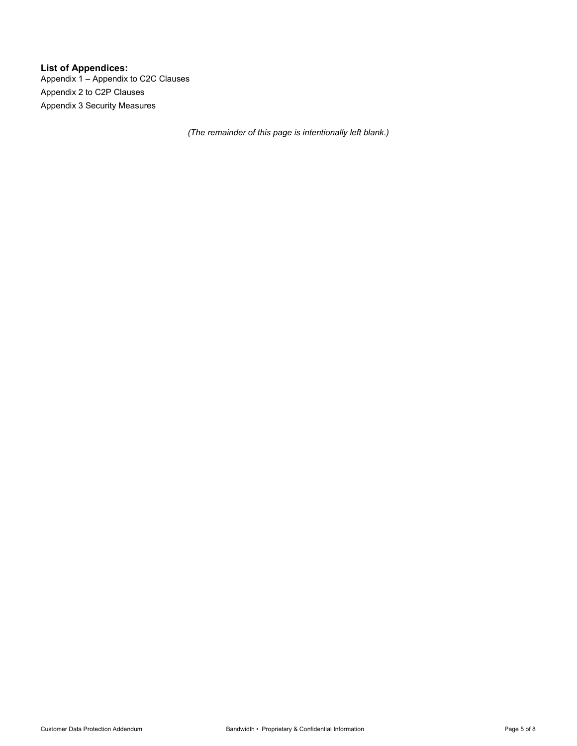**List of Appendices:**

Appendix 1 – Appendix to C2C Clauses

Appendix 2 to C2P Clauses

Appendix 3 Security Measures

*(The remainder of this page is intentionally left blank.)*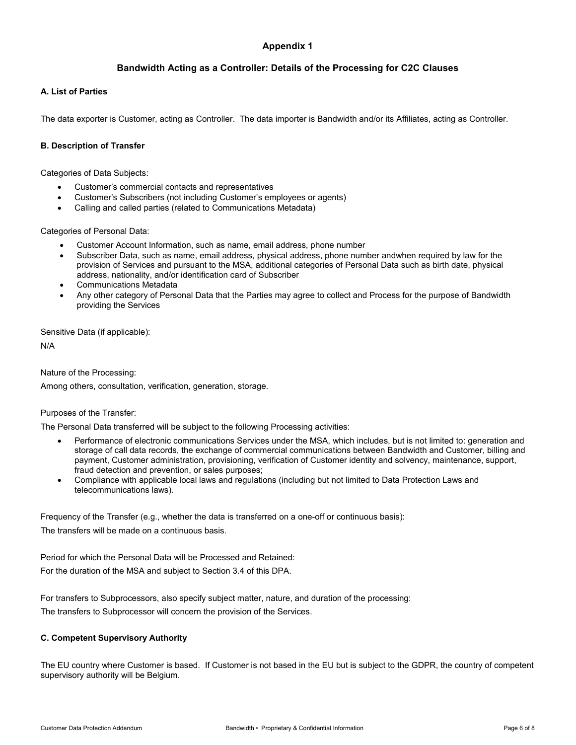# Appendix 1

## Bandwidth Acting as a Controller: Details of the Processing for C2C Clauses

### A. List of Parties

The data exporter is Customer, acting as Controller. The data importer is Bandwidth and/or its Affiliates, acting as Controller.

### B. Description of Transfer

Categories of Data Subjects:

- Customer's commercial contacts and representatives
- Customer's Subscribers (not including Customer's employees or agents)
- Calling and called parties (related to Communications Metadata)

Categories of Personal Data:

- Customer Account Information, such as name, email address, phone number
- Subscriber Data, such as name, email address, physical address, phone number andwhen required by law for the provision of Services and pursuant to the MSA, additional categories of Personal Data such as birth date, physical address, nationality, and/or identification card of Subscriber
- Communications Metadata
- Any other category of Personal Data that the Parties may agree to collect and Process for the purpose of Bandwidth providing the Services

Sensitive Data (if applicable):

N/A

Nature of the Processing:

Among others, consultation, verification, generation, storage.

Purposes of the Transfer:

The Personal Data transferred will be subject to the following Processing activities:

- Performance of electronic communications Services under the MSA, which includes, but is not limited to: generation and storage of call data records, the exchange of commercial communications between Bandwidth and Customer, billing and payment, Customer administration, provisioning, verification of Customer identity and solvency, maintenance, support, fraud detection and prevention, or sales purposes;
- Compliance with applicable local laws and regulations (including but not limited to Data Protection Laws and telecommunications laws).

Frequency of the Transfer (e.g., whether the data is transferred on a one-off or continuous basis):

The transfers will be made on a continuous basis.

Period for which the Personal Data will be Processed and Retained:

For the duration of the MSA and subject to Section 3.4 of this DPA.

For transfers to Subprocessors, also specify subject matter, nature, and duration of the processing:

The transfers to Subprocessor will concern the provision of the Services.

### C. Competent Supervisory Authority

The EU country where Customer is based. If Customer is not based in the EU but is subject to the GDPR, the country of competent supervisory authority will be Belgium.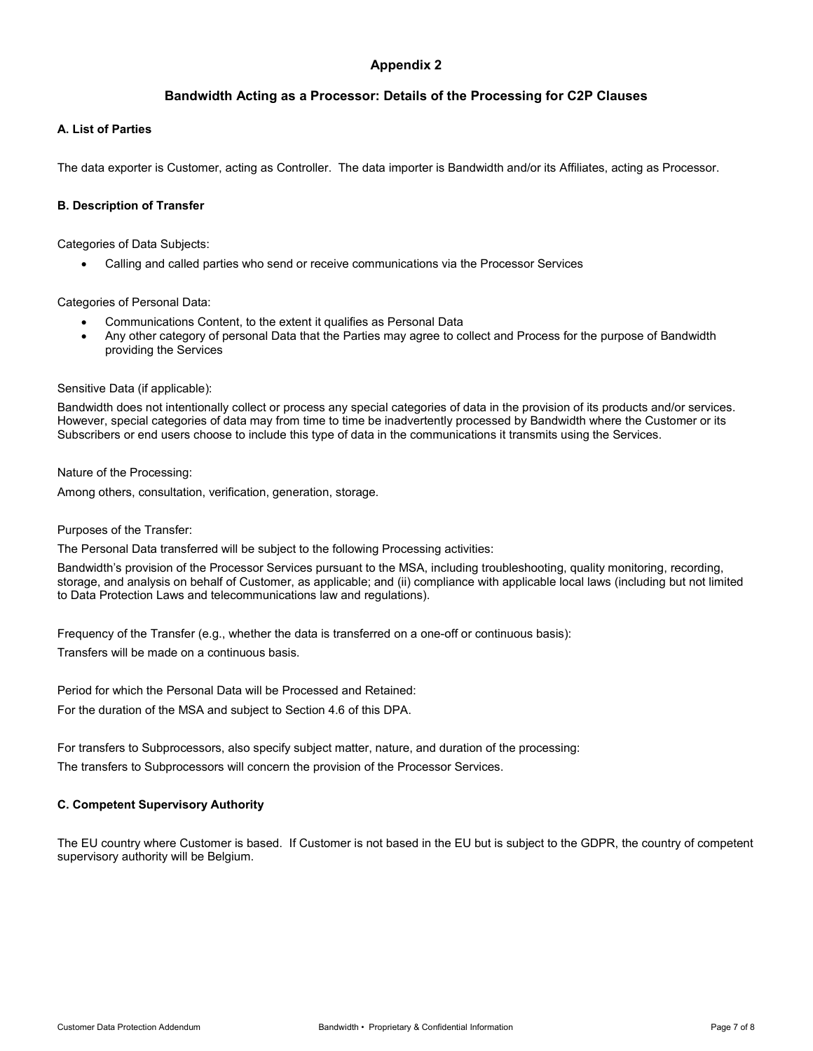# Appendix 2

## Bandwidth Acting as a Processor: Details of the Processing for C2P Clauses

### A. List of Parties

The data exporter is Customer, acting as Controller. The data importer is Bandwidth and/or its Affiliates, acting as Processor.

### B. Description of Transfer

Categories of Data Subjects:

- Calling and called parties who send or receive communications via the Processor Services

Categories of Personal Data:

- Communications Content, to the extent it qualifies as Personal Data
- Any other category of personal Data that the Parties may agree to collect and Process for the purpose of Bandwidth providing the Services

Sensitive Data (if applicable):

Bandwidth does not intentionally collect or process any special categories of data in the provision of its products and/or services. However, special categories of data may from time to time be inadvertently processed by Bandwidth where the Customer or its Subscribers or end users choose to include this type of data in the communications it transmits using the Services.

Nature of the Processing:

Among others, consultation, verification, generation, storage.

Purposes of the Transfer:

The Personal Data transferred will be subject to the following Processing activities:

Bandwidth's provision of the Processor Services pursuant to the MSA, including troubleshooting, quality monitoring, recording, storage, and analysis on behalf of Customer, as applicable; and (ii) compliance with applicable local laws (including but not limited to Data Protection Laws and telecommunications law and regulations).

Frequency of the Transfer (e.g., whether the data is transferred on a one-off or continuous basis):

Transfers will be made on a continuous basis.

Period for which the Personal Data will be Processed and Retained:

For the duration of the MSA and subject to Section 4.6 of this DPA.

For transfers to Subprocessors, also specify subject matter, nature, and duration of the processing:

The transfers to Subprocessors will concern the provision of the Processor Services.

### C. Competent Supervisory Authority

The EU country where Customer is based. If Customer is not based in the EU but is subject to the GDPR, the country of competent supervisory authority will be Belgium.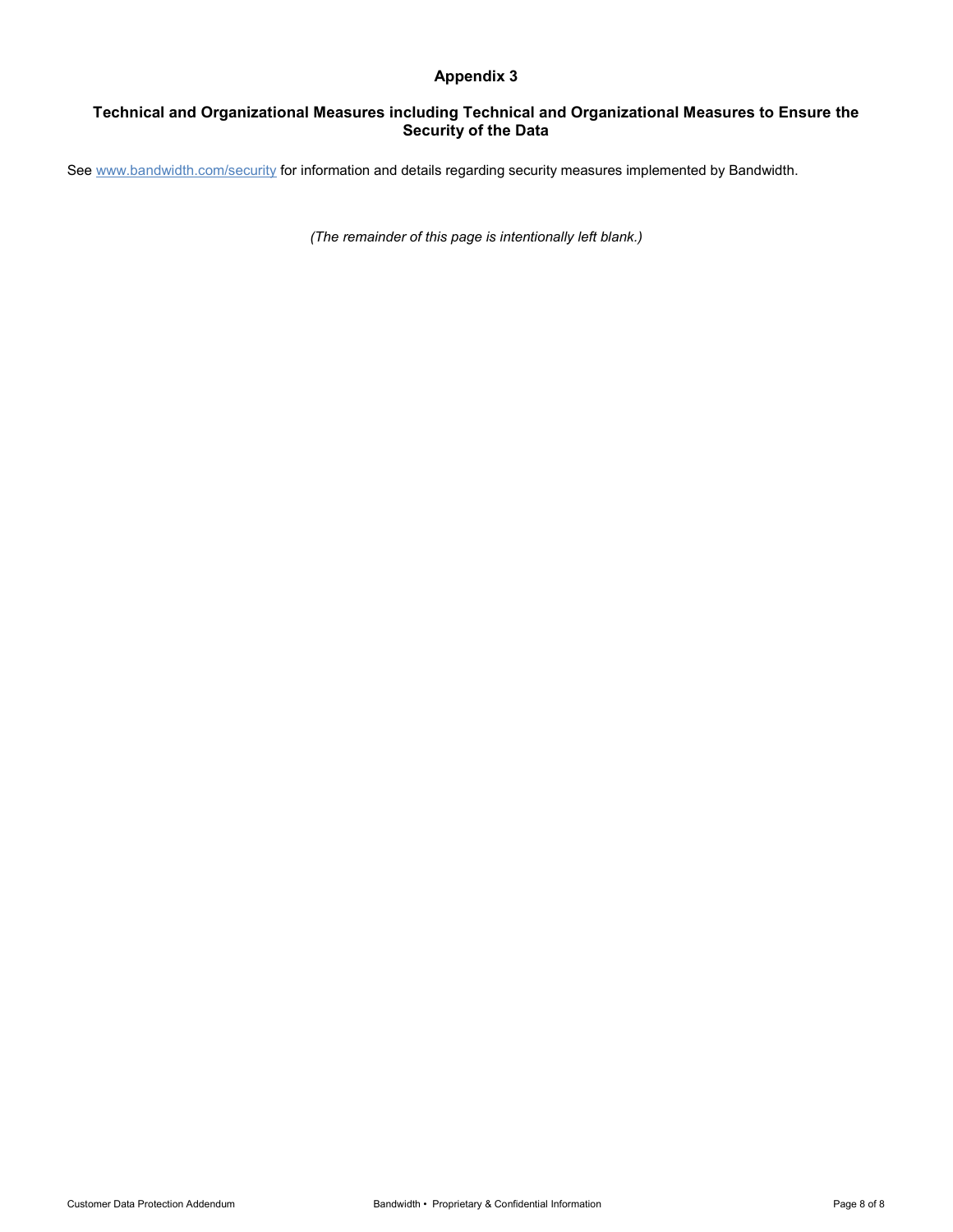# Appendix 3

## Technical and Organizational Measures including Technical and Organizational Measures to Ensure the Security of the Data

See [www.bandwidth.com/security](http://www.bandwidth.com/security) for information and details regarding security measures implemented by Bandwidth.

*(The remainder of this page is intentionally left blank.)*